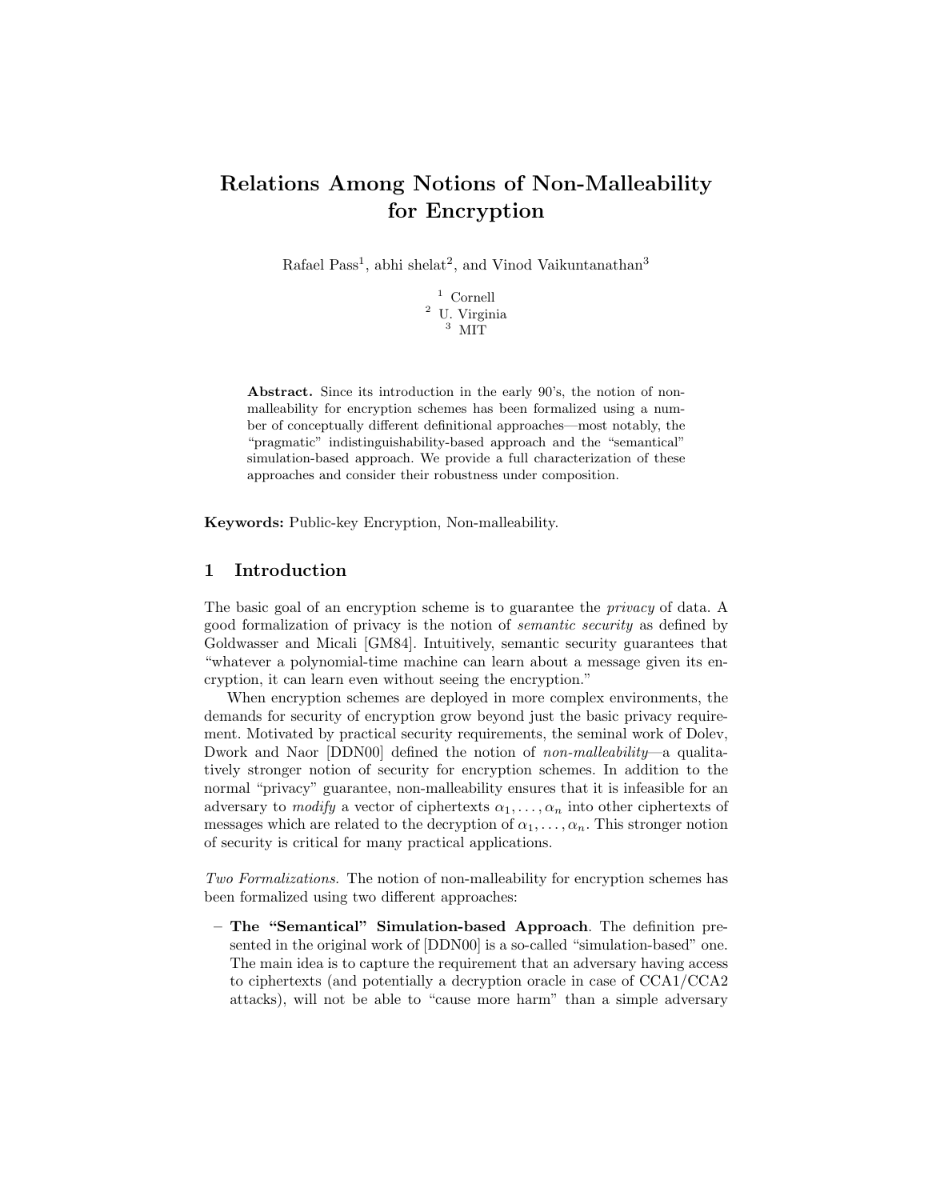# Relations Among Notions of Non-Malleability for Encryption

Rafael Pass[1], abhi shelat[2], and Vinod Vaikuntanathan[3]

[1] Cornell
[2] U. Virginia
[3] MIT

**Abstract.** Since its introduction in the early 90's, the notion of non-malleability for encryption schemes has been formalized using a number of conceptually different definitional approaches—most notably, the "pragmatic" indistinguishability-based approach and the "semantical" simulation-based approach. We provide a full characterization of these approaches and consider their robustness under composition.

**Keywords:** Public-key Encryption, Non-malleability.

## 1 Introduction

The basic goal of an encryption scheme is to guarantee the *privacy* of data. A good formalization of privacy is the notion of *semantic security* as defined by Goldwasser and Micali [GM84]. Intuitively, semantic security guarantees that "whatever a polynomial-time machine can learn about a message given its encryption, it can learn even without seeing the encryption."

When encryption schemes are deployed in more complex environments, the demands for security of encryption grow beyond just the basic privacy requirement. Motivated by practical security requirements, the seminal work of Dolev, Dwork and Naor [DDN00] defined the notion of *non-malleability*—a qualitatively stronger notion of security for encryption schemes. In addition to the normal "privacy" guarantee, non-malleability ensures that it is infeasible for an adversary to *modify* a vector of ciphertexts $\alpha_1, \ldots, \alpha_n$ into other ciphertexts of messages which are related to the decryption of $\alpha_1, \ldots, \alpha_n$. This stronger notion of security is critical for many practical applications.

*Two Formalizations.* The notion of non-malleability for encryption schemes has been formalized using two different approaches:

– **The "Semantical" Simulation-based Approach**. The definition presented in the original work of [DDN00] is a so-called "simulation-based" one. The main idea is to capture the requirement that an adversary having access to ciphertexts (and potentially a decryption oracle in case of CCA1/CCA2 attacks), will not be able to "cause more harm" than a simple adversary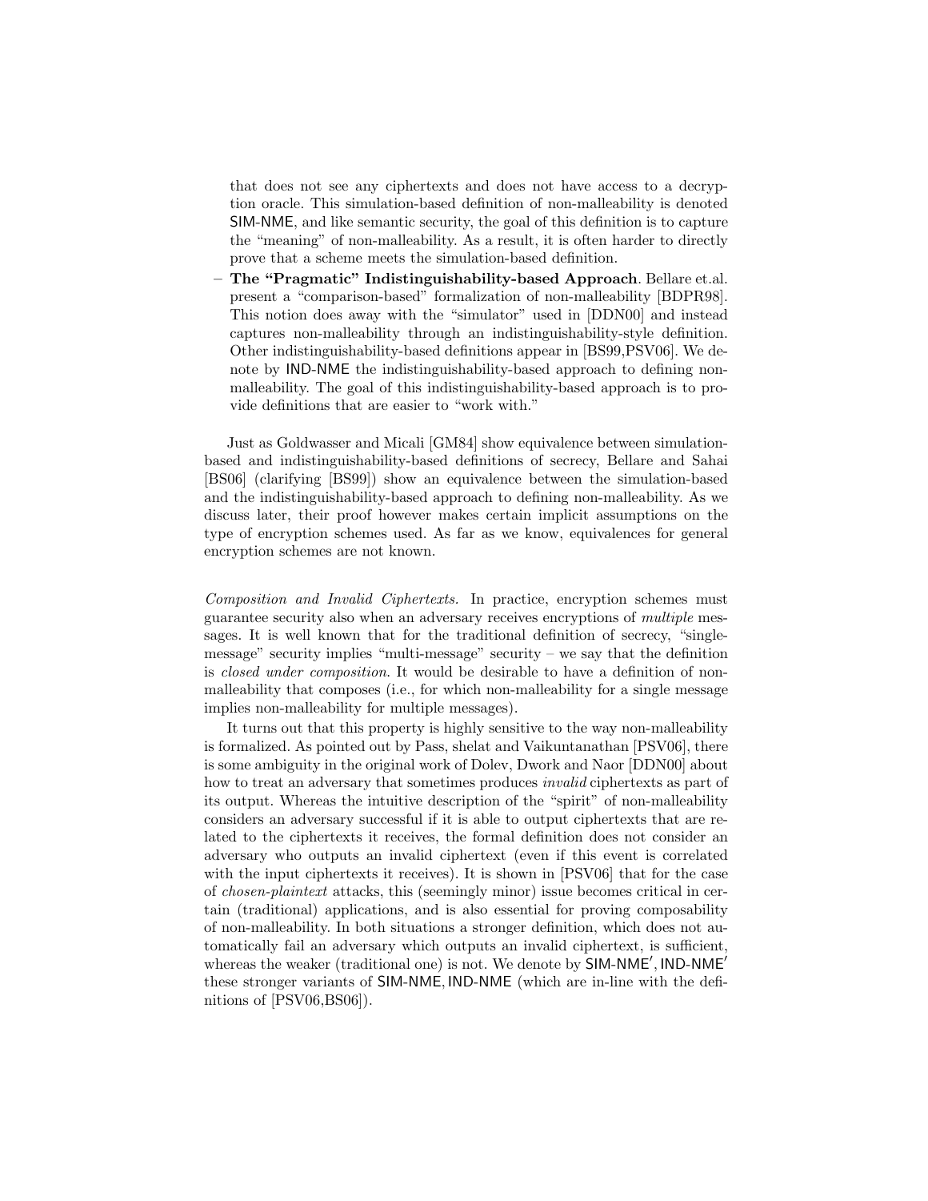that does not see any ciphertexts and does not have access to a decryption oracle. This simulation-based definition of non-malleability is denoted SIM-NME, and like semantic security, the goal of this definition is to capture the "meaning" of non-malleability. As a result, it is often harder to directly prove that a scheme meets the simulation-based definition.

– **The "Pragmatic" Indistinguishability-based Approach**. Bellare et.al. present a "comparison-based" formalization of non-malleability [BDPR98]. This notion does away with the "simulator" used in [DDN00] and instead captures non-malleability through an indistinguishability-style definition. Other indistinguishability-based definitions appear in [BS99,PSV06]. We denote by IND-NME the indistinguishability-based approach to defining non-malleability. The goal of this indistinguishability-based approach is to provide definitions that are easier to "work with."

Just as Goldwasser and Micali [GM84] show equivalence between simulation-based and indistinguishability-based definitions of secrecy, Bellare and Sahai [BS06] (clarifying [BS99]) show an equivalence between the simulation-based and the indistinguishability-based approach to defining non-malleability. As we discuss later, their proof however makes certain implicit assumptions on the type of encryption schemes used. As far as we know, equivalences for general encryption schemes are not known.

*Composition and Invalid Ciphertexts.* In practice, encryption schemes must guarantee security also when an adversary receives encryptions of *multiple* messages. It is well known that for the traditional definition of secrecy, "single-message" security implies "multi-message" security – we say that the definition is *closed under composition*. It would be desirable to have a definition of non-malleability that composes (i.e., for which non-malleability for a single message implies non-malleability for multiple messages).

It turns out that this property is highly sensitive to the way non-malleability is formalized. As pointed out by Pass, shelat and Vaikuntanathan [PSV06], there is some ambiguity in the original work of Dolev, Dwork and Naor [DDN00] about how to treat an adversary that sometimes produces *invalid* ciphertexts as part of its output. Whereas the intuitive description of the "spirit" of non-malleability considers an adversary successful if it is able to output ciphertexts that are related to the ciphertexts it receives, the formal definition does not consider an adversary who outputs an invalid ciphertext (even if this event is correlated with the input ciphertexts it receives). It is shown in [PSV06] that for the case of *chosen-plaintext* attacks, this (seemingly minor) issue becomes critical in certain (traditional) applications, and is also essential for proving composability of non-malleability. In both situations a stronger definition, which does not automatically fail an adversary which outputs an invalid ciphertext, is sufficient, whereas the weaker (traditional one) is not. We denote by SIM-NME′, IND-NME′ these stronger variants of SIM-NME, IND-NME (which are in-line with the definitions of [PSV06,BS06]).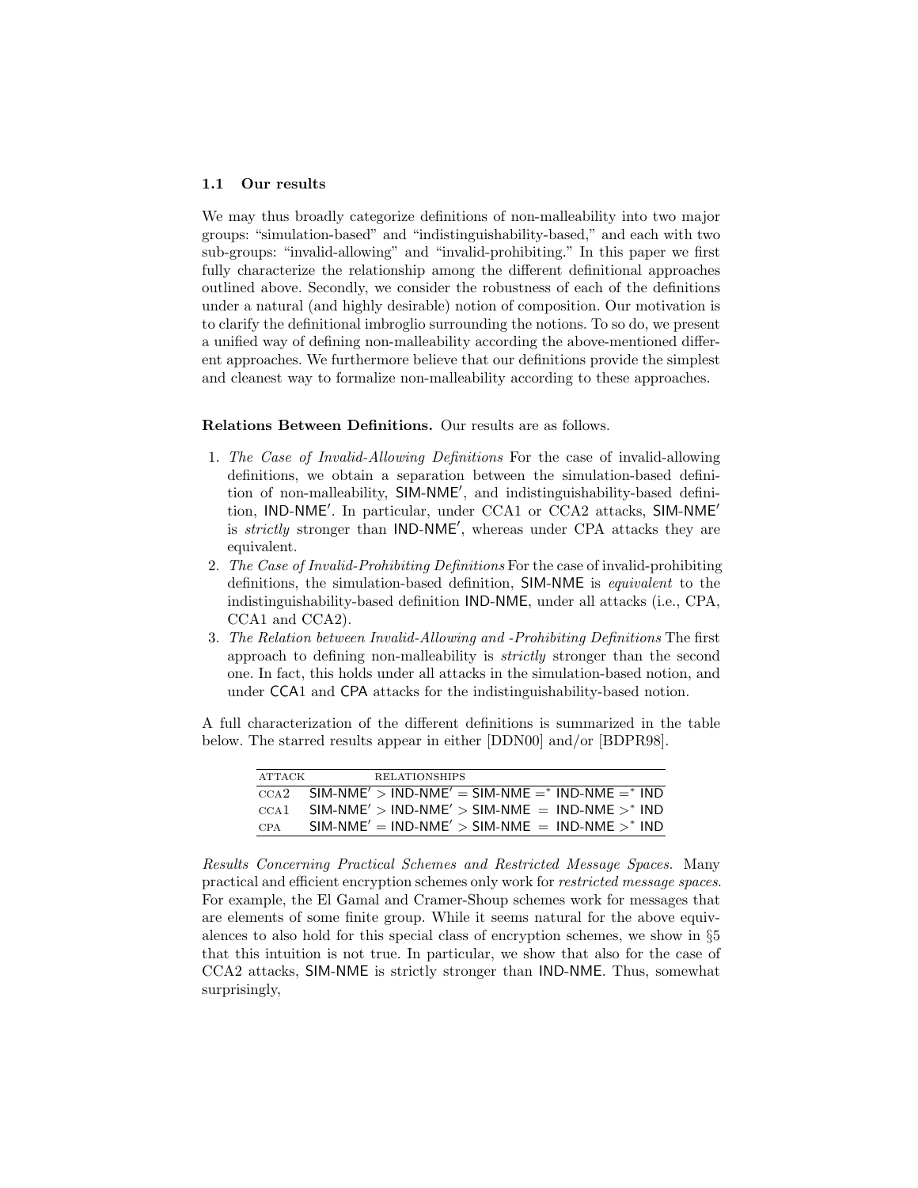### 1.1 Our results

We may thus broadly categorize definitions of non-malleability into two major groups: "simulation-based" and "indistinguishability-based," and each with two sub-groups: "invalid-allowing" and "invalid-prohibiting." In this paper we first fully characterize the relationship among the different definitional approaches outlined above. Secondly, we consider the robustness of each of the definitions under a natural (and highly desirable) notion of composition. Our motivation is to clarify the definitional imbroglio surrounding the notions. To so do, we present a unified way of defining non-malleability according the above-mentioned different approaches. We furthermore believe that our definitions provide the simplest and cleanest way to formalize non-malleability according to these approaches.

**Relations Between Definitions.** Our results are as follows.

1. *The Case of Invalid-Allowing Definitions* For the case of invalid-allowing definitions, we obtain a separation between the simulation-based definition of non-malleability, SIM-NME′, and indistinguishability-based definition, IND-NME′. In particular, under CCA1 or CCA2 attacks, SIM-NME′ is *strictly* stronger than IND-NME′, whereas under CPA attacks they are equivalent.
2. *The Case of Invalid-Prohibiting Definitions* For the case of invalid-prohibiting definitions, the simulation-based definition, SIM-NME is *equivalent* to the indistinguishability-based definition IND-NME, under all attacks (i.e., CPA, CCA1 and CCA2).
3. *The Relation between Invalid-Allowing and -Prohibiting Definitions* The first approach to defining non-malleability is *strictly* stronger than the second one. In fact, this holds under all attacks in the simulation-based notion, and under CCA1 and CPA attacks for the indistinguishability-based notion.

A full characterization of the different definitions is summarized in the table below. The starred results appear in either [DDN00] and/or [BDPR98].

| ATTACK | RELATIONSHIPS |
|---|---|
| CCA2 | SIM-NME′ $>$ IND-NME′ $=$ SIM-NME $=^*$ IND-NME $=^*$ IND |
| CCA1 | SIM-NME′ $>$ IND-NME′ $>$ SIM-NME $=$ IND-NME $>^*$ IND |
| CPA | SIM-NME′ $=$ IND-NME′ $>$ SIM-NME $=$ IND-NME $>^*$ IND |

*Results Concerning Practical Schemes and Restricted Message Spaces.* Many practical and efficient encryption schemes only work for *restricted message spaces*. For example, the El Gamal and Cramer-Shoup schemes work for messages that are elements of some finite group. While it seems natural for the above equivalences to also hold for this special class of encryption schemes, we show in §5 that this intuition is not true. In particular, we show that also for the case of CCA2 attacks, SIM-NME is strictly stronger than IND-NME. Thus, somewhat surprisingly,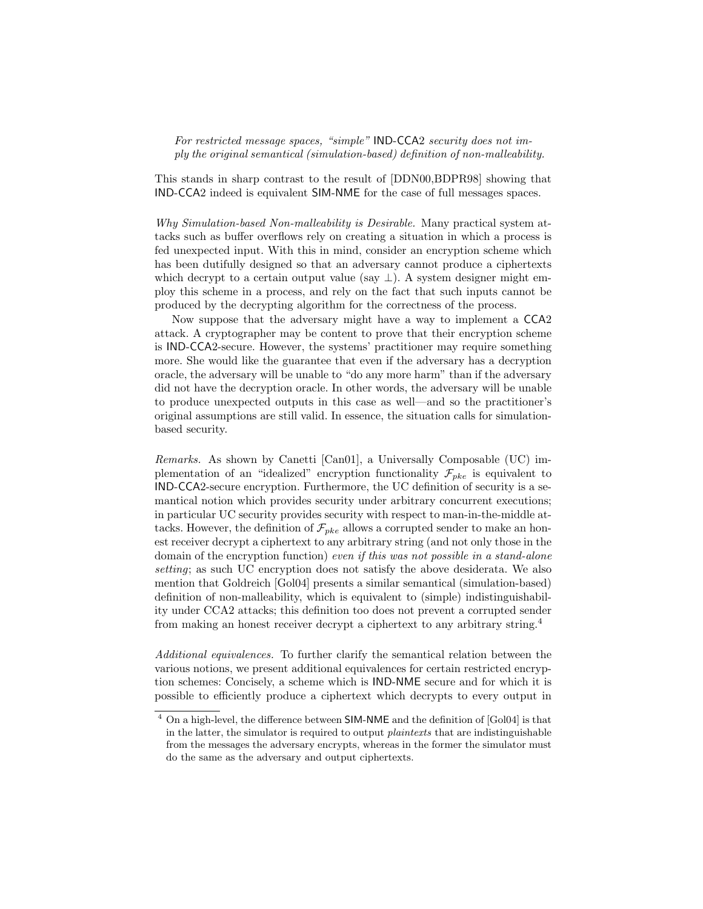*For restricted message spaces, "simple"* IND-CCA2 *security does not imply the original semantical (simulation-based) definition of non-malleability.*

This stands in sharp contrast to the result of [DDN00,BDPR98] showing that IND-CCA2 indeed is equivalent SIM-NME for the case of full messages spaces.

*Why Simulation-based Non-malleability is Desirable.* Many practical system attacks such as buffer overflows rely on creating a situation in which a process is fed unexpected input. With this in mind, consider an encryption scheme which has been dutifully designed so that an adversary cannot produce a ciphertexts which decrypt to a certain output value (say $\perp$). A system designer might employ this scheme in a process, and rely on the fact that such inputs cannot be produced by the decrypting algorithm for the correctness of the process.

Now suppose that the adversary might have a way to implement a CCA2 attack. A cryptographer may be content to prove that their encryption scheme is IND-CCA2-secure. However, the systems' practitioner may require something more. She would like the guarantee that even if the adversary has a decryption oracle, the adversary will be unable to "do any more harm" than if the adversary did not have the decryption oracle. In other words, the adversary will be unable to produce unexpected outputs in this case as well—and so the practitioner's original assumptions are still valid. In essence, the situation calls for simulation-based security.

*Remarks.* As shown by Canetti [Can01], a Universally Composable (UC) implementation of an "idealized" encryption functionality $\mathcal{F}_{pke}$ is equivalent to IND-CCA2-secure encryption. Furthermore, the UC definition of security is a semantical notion which provides security under arbitrary concurrent executions; in particular UC security provides security with respect to man-in-the-middle attacks. However, the definition of $\mathcal{F}_{pke}$ allows a corrupted sender to make an honest receiver decrypt a ciphertext to any arbitrary string (and not only those in the domain of the encryption function) *even if this was not possible in a stand-alone setting*; as such UC encryption does not satisfy the above desiderata. We also mention that Goldreich [Gol04] presents a similar semantical (simulation-based) definition of non-malleability, which is equivalent to (simple) indistinguishability under CCA2 attacks; this definition too does not prevent a corrupted sender from making an honest receiver decrypt a ciphertext to any arbitrary string.[4]

*Additional equivalences.* To further clarify the semantical relation between the various notions, we present additional equivalences for certain restricted encryption schemes: Concisely, a scheme which is IND-NME secure and for which it is possible to efficiently produce a ciphertext which decrypts to every output in

[4] On a high-level, the difference between SIM-NME and the definition of [Gol04] is that in the latter, the simulator is required to output *plaintexts* that are indistinguishable from the messages the adversary encrypts, whereas in the former the simulator must do the same as the adversary and output ciphertexts.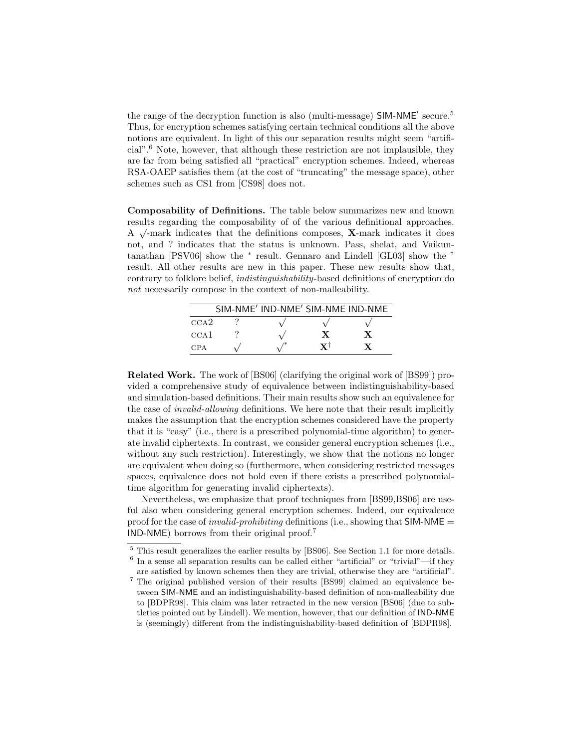the range of the decryption function is also (multi-message) SIM-NME′ secure.[5] Thus, for encryption schemes satisfying certain technical conditions all the above notions are equivalent. In light of this our separation results might seem "artificial".[6] Note, however, that although these restriction are not implausible, they are far from being satisfied all "practical" encryption schemes. Indeed, whereas RSA-OAEP satisfies them (at the cost of "truncating" the message space), other schemes such as CS1 from [CS98] does not.

**Composability of Definitions.** The table below summarizes new and known results regarding the composability of of the various definitional approaches. A $\surd$-mark indicates that the definitions composes, **X**-mark indicates it does not, and ? indicates that the status is unknown. Pass, shelat, and Vaikuntanathan [PSV06] show the $^*$ result. Gennaro and Lindell [GL03] show the $^\dagger$ result. All other results are new in this paper. These new results show that, contrary to folklore belief, *indistinguishability*-based definitions of encryption do *not* necessarily compose in the context of non-malleability.

| | SIM-NME′ | IND-NME′ | SIM-NME | IND-NME |
|---|---|---|---|---|
| CCA2 | ? | $\surd$ | $\surd$ | $\surd$ |
| CCA1 | ? | $\surd$ | **X** | **X** |
| CPA | $\surd$ | $\surd^*$ | $\mathbf{X}^\dagger$ | **X** |

**Related Work.** The work of [BS06] (clarifying the original work of [BS99]) provided a comprehensive study of equivalence between indistinguishability-based and simulation-based definitions. Their main results show such an equivalence for the case of *invalid-allowing* definitions. We here note that their result implicitly makes the assumption that the encryption schemes considered have the property that it is "easy" (i.e., there is a prescribed polynomial-time algorithm) to generate invalid ciphertexts. In contrast, we consider general encryption schemes (i.e., without any such restriction). Interestingly, we show that the notions no longer are equivalent when doing so (furthermore, when considering restricted messages spaces, equivalence does not hold even if there exists a prescribed polynomial-time algorithm for generating invalid ciphertexts).

Nevertheless, we emphasize that proof techniques from [BS99,BS06] are useful also when considering general encryption schemes. Indeed, our equivalence proof for the case of *invalid-prohibiting* definitions (i.e., showing that SIM-NME = IND-NME) borrows from their original proof.[7]

[5] This result generalizes the earlier results by [BS06]. See Section 1.1 for more details.

[6] In a sense all separation results can be called either "artificial" or "trivial"—if they are satisfied by known schemes then they are trivial, otherwise they are "artificial".

[7] The original published version of their results [BS99] claimed an equivalence between SIM-NME and an indistinguishability-based definition of non-malleability due to [BDPR98]. This claim was later retracted in the new version [BS06] (due to subtleties pointed out by Lindell). We mention, however, that our definition of IND-NME is (seemingly) different from the indistinguishability-based definition of [BDPR98].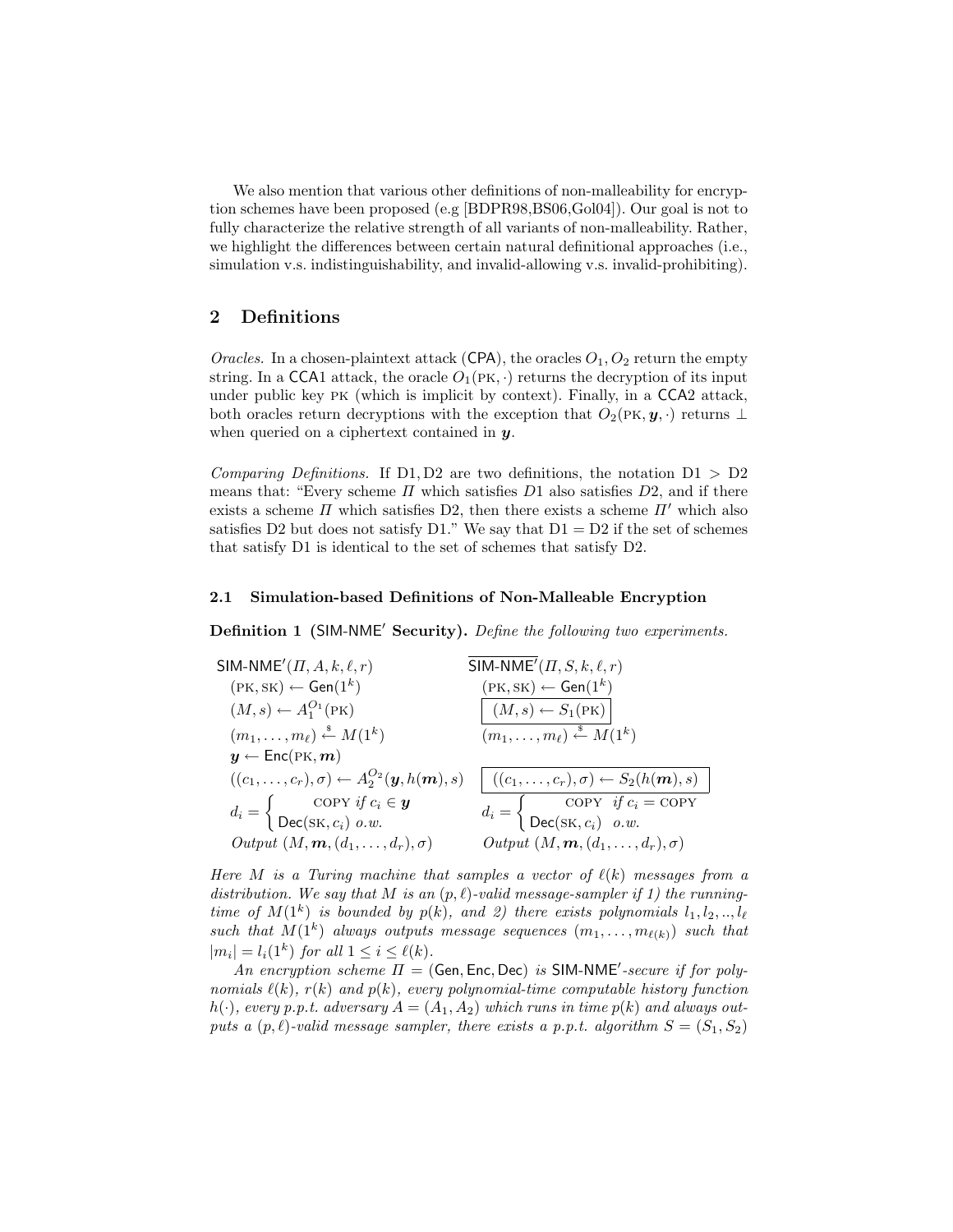We also mention that various other definitions of non-malleability for encryption schemes have been proposed (e.g [BDPR98,BS06,Gol04]). Our goal is not to fully characterize the relative strength of all variants of non-malleability. Rather, we highlight the differences between certain natural definitional approaches (i.e., simulation v.s. indistinguishability, and invalid-allowing v.s. invalid-prohibiting).

## 2 Definitions

*Oracles.* In a chosen-plaintext attack (CPA), the oracles $O_1, O_2$ return the empty string. In a CCA1 attack, the oracle $O_1(\text{PK}, \cdot)$ returns the decryption of its input under public key PK (which is implicit by context). Finally, in a CCA2 attack, both oracles return decryptions with the exception that $O_2(\text{PK}, \boldsymbol{y}, \cdot)$ returns $\perp$ when queried on a ciphertext contained in $\boldsymbol{y}$.

*Comparing Definitions.* If D1, D2 are two definitions, the notation D1 > D2 means that: "Every scheme $\Pi$ which satisfies $D1$ also satisfies $D2$, and if there exists a scheme $\Pi$ which satisfies D2, then there exists a scheme $\Pi'$ which also satisfies D2 but does not satisfy D1." We say that D1 = D2 if the set of schemes that satisfy D1 is identical to the set of schemes that satisfy D2.

### 2.1 Simulation-based Definitions of Non-Malleable Encryption

**Definition 1 (SIM-NME′ Security).** *Define the following two experiments.*

$\mathsf{SIM\text{-}NME}'(\Pi, A, k, \ell, r)$

- $(\text{PK}, \text{SK}) \leftarrow \mathsf{Gen}(1^k)$
- $(M, s) \leftarrow A_1^{O_1}(\text{PK})$
- $(m_1, \ldots, m_\ell) \xleftarrow{\$} M(1^k)$
- $\boldsymbol{y} \leftarrow \mathsf{Enc}(\text{PK}, \boldsymbol{m})$
- $((c_1, \ldots, c_r), \sigma) \leftarrow A_2^{O_2}(\boldsymbol{y}, h(\boldsymbol{m}), s)$
- $d_i = \begin{cases} \text{COPY} & \text{if } c_i \in \boldsymbol{y} \\ \mathsf{Dec}(\text{SK}, c_i) & \text{o.w.} \end{cases}$
- *Output* $(M, \boldsymbol{m}, (d_1, \ldots, d_r), \sigma)$

$\overline{\mathsf{SIM\text{-}NME}'}(\Pi, S, k, \ell, r)$

- $(\text{PK}, \text{SK}) \leftarrow \mathsf{Gen}(1^k)$
- $\boxed{(M, s) \leftarrow S_1(\text{PK})}$
- $(m_1, \ldots, m_\ell) \xleftarrow{\$} M(1^k)$
- $\boxed{((c_1, \ldots, c_r), \sigma) \leftarrow S_2(h(\boldsymbol{m}), s)}$
- $d_i = \begin{cases} \text{COPY} & \text{if } c_i = \text{COPY} \\ \mathsf{Dec}(\text{SK}, c_i) & \text{o.w.} \end{cases}$
- *Output* $(M, \boldsymbol{m}, (d_1, \ldots, d_r), \sigma)$

*Here $M$ is a Turing machine that samples a vector of $\ell(k)$ messages from a distribution. We say that $M$ is an $(p, \ell)$-valid message-sampler if 1) the running-time of $M(1^k)$ is bounded by $p(k)$, and 2) there exists polynomials $l_1, l_2, .., l_\ell$ such that $M(1^k)$ always outputs message sequences $(m_1, \ldots, m_{\ell(k)})$ such that $|m_i| = l_i(1^k)$ for all $1 \leq i \leq \ell(k)$.*

*An encryption scheme $\Pi = (\mathsf{Gen}, \mathsf{Enc}, \mathsf{Dec})$ is SIM-NME′-secure if for polynomials $\ell(k)$, $r(k)$ and $p(k)$, every polynomial-time computable history function $h(\cdot)$, every p.p.t. adversary $A = (A_1, A_2)$ which runs in time $p(k)$ and always outputs a $(p, \ell)$-valid message sampler, there exists a p.p.t. algorithm $S = (S_1, S_2)$*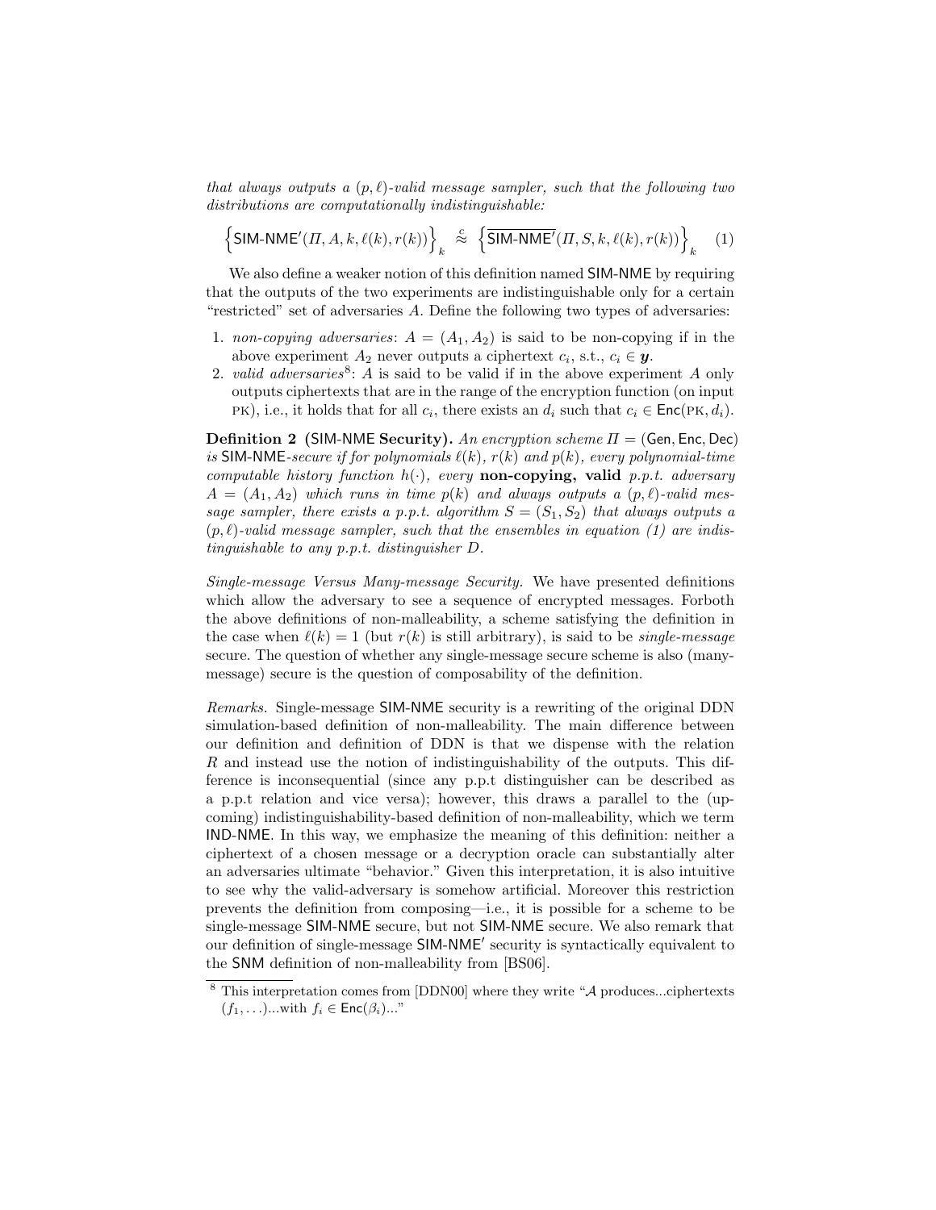*that always outputs a $(p,\ell)$-valid message sampler, such that the following two distributions are computationally indistinguishable:*

$$\left\{\mathsf{SIM\text{-}NME}'(\Pi, A, k, \ell(k), r(k))\right\}_k \stackrel{c}{\approx} \left\{\overline{\mathsf{SIM\text{-}NME}'}(\Pi, S, k, \ell(k), r(k))\right\}_k \quad (1)$$

We also define a weaker notion of this definition named SIM-NME by requiring that the outputs of the two experiments are indistinguishable only for a certain "restricted" set of adversaries $A$. Define the following two types of adversaries:

1. *non-copying adversaries*: $A = (A_1, A_2)$ is said to be non-copying if in the above experiment $A_2$ never outputs a ciphertext $c_i$, s.t., $c_i \in \boldsymbol{y}$.
2. *valid adversaries*[8]: $A$ is said to be valid if in the above experiment $A$ only outputs ciphertexts that are in the range of the encryption function (on input PK), i.e., it holds that for all $c_i$, there exists an $d_i$ such that $c_i \in \mathsf{Enc}(\text{PK}, d_i)$.

**Definition 2 (SIM-NME Security).** *An encryption scheme $\Pi = (\mathsf{Gen}, \mathsf{Enc}, \mathsf{Dec})$ is SIM-NME-secure if for polynomials $\ell(k)$, $r(k)$ and $p(k)$, every polynomial-time computable history function $h(\cdot)$, every* **non-copying, valid** *p.p.t. adversary $A = (A_1, A_2)$ which runs in time $p(k)$ and always outputs a $(p,\ell)$-valid message sampler, there exists a p.p.t. algorithm $S = (S_1, S_2)$ that always outputs a $(p,\ell)$-valid message sampler, such that the ensembles in equation (1) are indistinguishable to any p.p.t. distinguisher $D$.*

*Single-message Versus Many-message Security.* We have presented definitions which allow the adversary to see a sequence of encrypted messages. Forboth the above definitions of non-malleability, a scheme satisfying the definition in the case when $\ell(k) = 1$ (but $r(k)$ is still arbitrary), is said to be *single-message* secure. The question of whether any single-message secure scheme is also (many-message) secure is the question of composability of the definition.

*Remarks.* Single-message SIM-NME security is a rewriting of the original DDN simulation-based definition of non-malleability. The main difference between our definition and definition of DDN is that we dispense with the relation $R$ and instead use the notion of indistinguishability of the outputs. This difference is inconsequential (since any p.p.t distinguisher can be described as a p.p.t relation and vice versa); however, this draws a parallel to the (upcoming) indistinguishability-based definition of non-malleability, which we term IND-NME. In this way, we emphasize the meaning of this definition: neither a ciphertext of a chosen message or a decryption oracle can substantially alter an adversaries ultimate "behavior." Given this interpretation, it is also intuitive to see why the valid-adversary is somehow artificial. Moreover this restriction prevents the definition from composing—i.e., it is possible for a scheme to be single-message SIM-NME secure, but not SIM-NME secure. We also remark that our definition of single-message SIM-NME$'$ security is syntactically equivalent to the SNM definition of non-malleability from [BS06].

---

[8] This interpretation comes from [DDN00] where they write "$\mathcal{A}$ produces...ciphertexts $(f_1, \ldots)$...with $f_i \in \mathsf{Enc}(\beta_i)$..."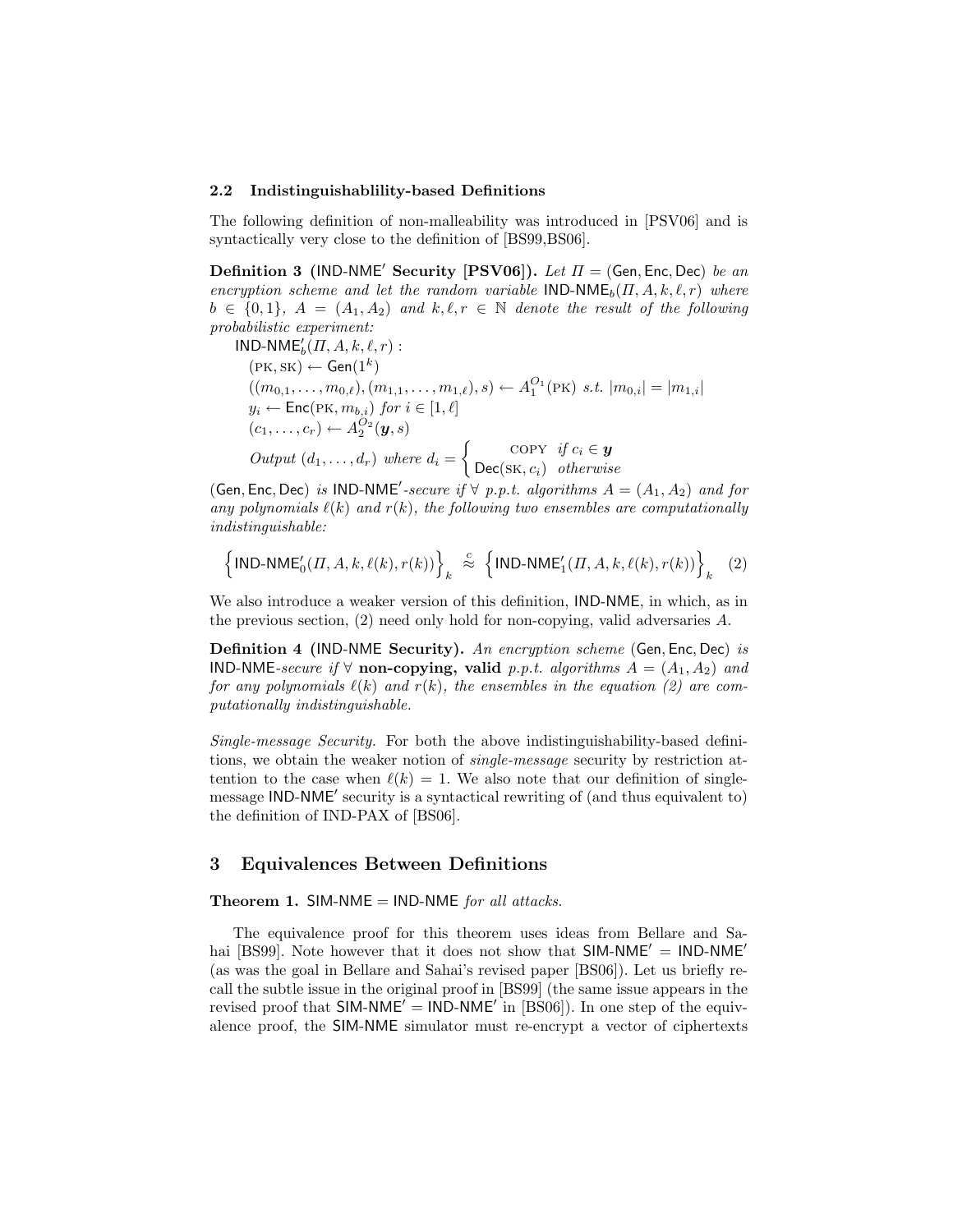### 2.2 Indistinguishablility-based Definitions

The following definition of non-malleability was introduced in [PSV06] and is syntactically very close to the definition of [BS99,BS06].

**Definition 3 (IND-NME′ Security [PSV06]).** *Let $\Pi = (\mathsf{Gen}, \mathsf{Enc}, \mathsf{Dec})$ be an encryption scheme and let the random variable $\mathsf{IND\text{-}NME}_b(\Pi, A, k, \ell, r)$ where $b \in \{0,1\}$, $A = (A_1, A_2)$ and $k, \ell, r \in \mathbb{N}$ denote the result of the following probabilistic experiment:*

$\mathsf{IND\text{-}NME}'_b(\Pi, A, k, \ell, r)$ :
$(\text{PK}, \text{SK}) \leftarrow \mathsf{Gen}(1^k)$
$((m_{0,1}, \ldots, m_{0,\ell}), (m_{1,1}, \ldots, m_{1,\ell}), s) \leftarrow A_1^{O_1}(\text{PK})$ *s.t.* $|m_{0,i}| = |m_{1,i}|$
$y_i \leftarrow \mathsf{Enc}(\text{PK}, m_{b,i})$ *for* $i \in [1, \ell]$
$(c_1, \ldots, c_r) \leftarrow A_2^{O_2}(\boldsymbol{y}, s)$
*Output* $(d_1, \ldots, d_r)$ *where* $d_i = \begin{cases} \text{COPY} & \textit{if } c_i \in \boldsymbol{y} \\ \mathsf{Dec}(\text{SK}, c_i) & \textit{otherwise} \end{cases}$

*$(\mathsf{Gen}, \mathsf{Enc}, \mathsf{Dec})$ is IND-NME′-secure if $\forall$ p.p.t. algorithms $A = (A_1, A_2)$ and for any polynomials $\ell(k)$ and $r(k)$, the following two ensembles are computationally indistinguishable:*

$$\left\{ \mathsf{IND\text{-}NME}'_0(\Pi, A, k, \ell(k), r(k)) \right\}_k \stackrel{c}{\approx} \left\{ \mathsf{IND\text{-}NME}'_1(\Pi, A, k, \ell(k), r(k)) \right\}_k \quad (2)$$

We also introduce a weaker version of this definition, IND-NME, in which, as in the previous section, (2) need only hold for non-copying, valid adversaries $A$.

**Definition 4 (IND-NME Security).** *An encryption scheme $(\mathsf{Gen}, \mathsf{Enc}, \mathsf{Dec})$ is IND-NME-secure if $\forall$* **non-copying, valid** *p.p.t. algorithms $A = (A_1, A_2)$ and for any polynomials $\ell(k)$ and $r(k)$, the ensembles in the equation (2) are computationally indistinguishable.*

*Single-message Security.* For both the above indistinguishability-based definitions, we obtain the weaker notion of *single-message* security by restriction attention to the case when $\ell(k) = 1$. We also note that our definition of single-message IND-NME′ security is a syntactical rewriting of (and thus equivalent to) the definition of IND-PAX of [BS06].

## 3 Equivalences Between Definitions

**Theorem 1.** SIM-NME = IND-NME *for all attacks.*

The equivalence proof for this theorem uses ideas from Bellare and Sahai [BS99]. Note however that it does not show that SIM-NME′ = IND-NME′ (as was the goal in Bellare and Sahai's revised paper [BS06]). Let us briefly recall the subtle issue in the original proof in [BS99] (the same issue appears in the revised proof that SIM-NME′ = IND-NME′ in [BS06]). In one step of the equivalence proof, the SIM-NME simulator must re-encrypt a vector of ciphertexts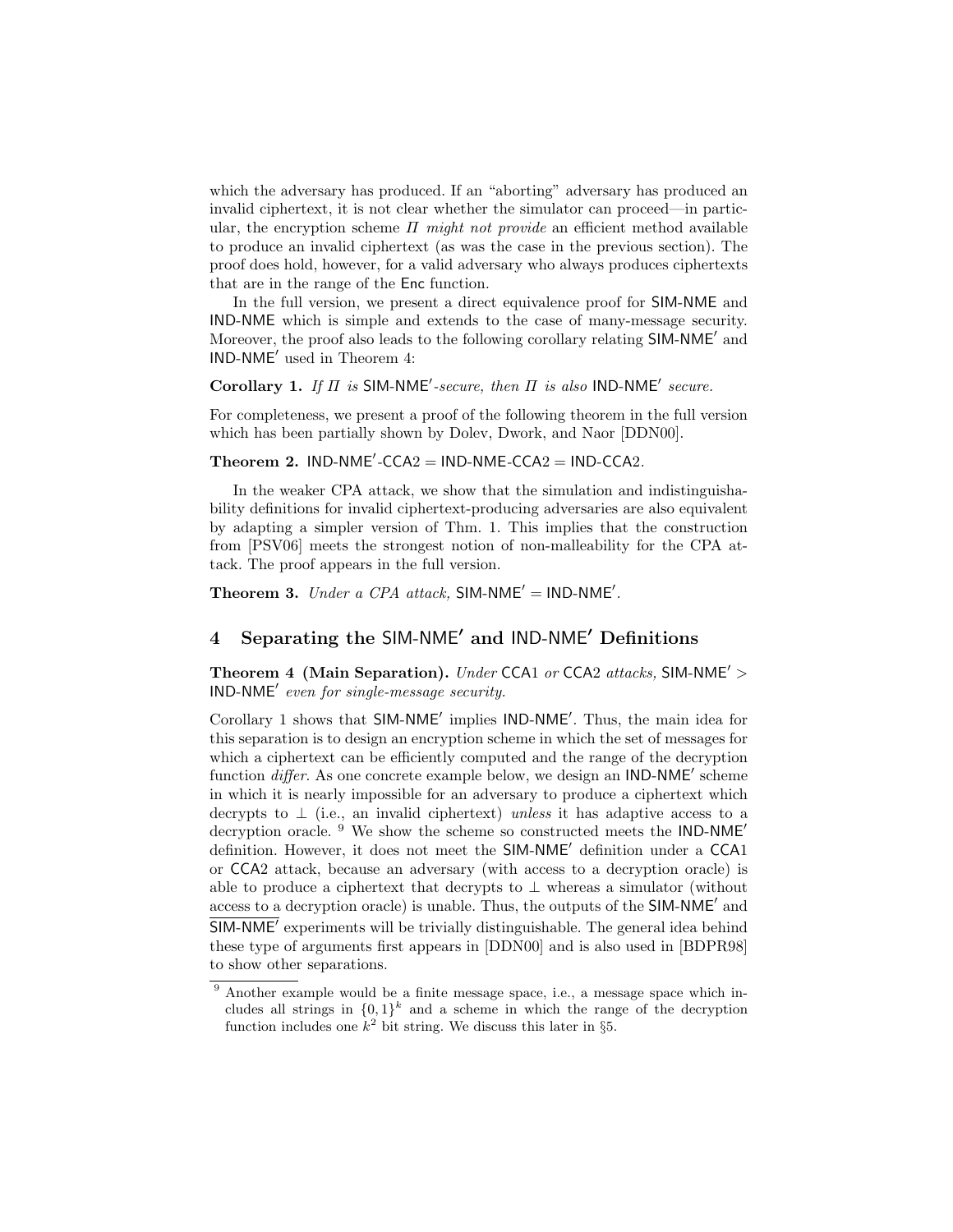which the adversary has produced. If an "aborting" adversary has produced an invalid ciphertext, it is not clear whether the simulator can proceed—in particular, the encryption scheme $\Pi$ *might not provide* an efficient method available to produce an invalid ciphertext (as was the case in the previous section). The proof does hold, however, for a valid adversary who always produces ciphertexts that are in the range of the Enc function.

In the full version, we present a direct equivalence proof for SIM-NME and IND-NME which is simple and extends to the case of many-message security. Moreover, the proof also leads to the following corollary relating SIM-NME′ and IND-NME′ used in Theorem 4:

**Corollary 1.** *If $\Pi$ is* SIM-NME′*-secure, then $\Pi$ is also* IND-NME′ *secure.*

For completeness, we present a proof of the following theorem in the full version which has been partially shown by Dolev, Dwork, and Naor [DDN00].

**Theorem 2.** IND-NME′-CCA2 = IND-NME-CCA2 = IND-CCA2.

In the weaker CPA attack, we show that the simulation and indistinguishability definitions for invalid ciphertext-producing adversaries are also equivalent by adapting a simpler version of Thm. 1. This implies that the construction from [PSV06] meets the strongest notion of non-malleability for the CPA attack. The proof appears in the full version.

**Theorem 3.** *Under a CPA attack,* SIM-NME′ = IND-NME′.

## 4 Separating the SIM-NME′ and IND-NME′ Definitions

**Theorem 4 (Main Separation).** *Under* CCA1 *or* CCA2 *attacks,* SIM-NME′ > IND-NME′ *even for single-message security.*

Corollary 1 shows that SIM-NME′ implies IND-NME′. Thus, the main idea for this separation is to design an encryption scheme in which the set of messages for which a ciphertext can be efficiently computed and the range of the decryption function *differ*. As one concrete example below, we design an IND-NME′ scheme in which it is nearly impossible for an adversary to produce a ciphertext which decrypts to $\perp$ (i.e., an invalid ciphertext) *unless* it has adaptive access to a decryption oracle. [9] We show the scheme so constructed meets the IND-NME′ definition. However, it does not meet the SIM-NME′ definition under a CCA1 or CCA2 attack, because an adversary (with access to a decryption oracle) is able to produce a ciphertext that decrypts to $\perp$ whereas a simulator (without access to a decryption oracle) is unable. Thus, the outputs of the SIM-NME′ and $\overline{\text{SIM-NME}'}$ experiments will be trivially distinguishable. The general idea behind these type of arguments first appears in [DDN00] and is also used in [BDPR98] to show other separations.

[9] Another example would be a finite message space, i.e., a message space which includes all strings in $\{0,1\}^k$ and a scheme in which the range of the decryption function includes one $k^2$ bit string. We discuss this later in §5.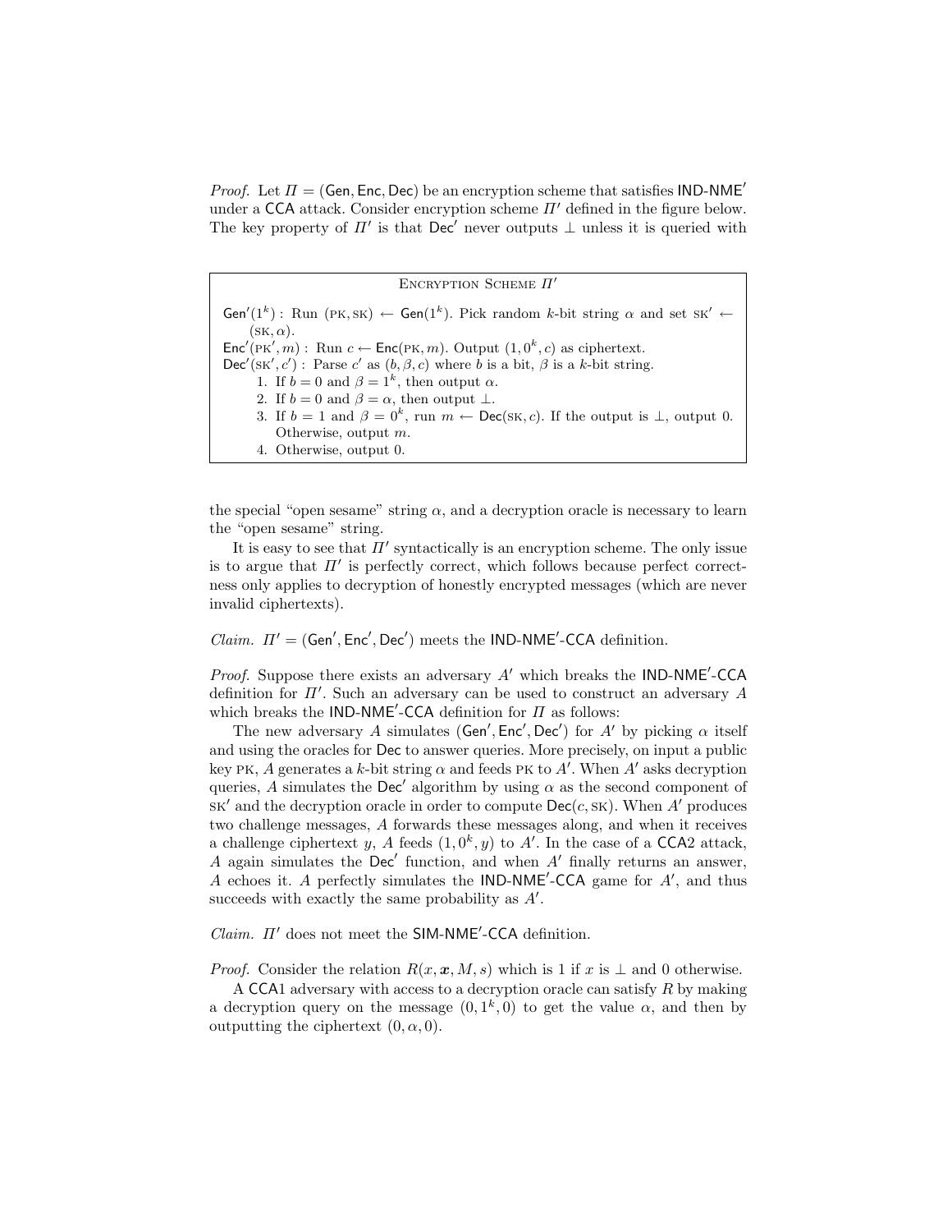*Proof.* Let $\Pi = (\mathsf{Gen}, \mathsf{Enc}, \mathsf{Dec})$ be an encryption scheme that satisfies $\mathsf{IND\text{-}NME}'$ under a $\mathsf{CCA}$ attack. Consider encryption scheme $\Pi'$ defined in the figure below. The key property of $\Pi'$ is that $\mathsf{Dec}'$ never outputs $\perp$ unless it is queried with

---

**Encryption Scheme $\Pi'$**

$\mathsf{Gen}'(1^k)$ : Run $(\text{PK}, \text{SK}) \leftarrow \mathsf{Gen}(1^k)$. Pick random $k$-bit string $\alpha$ and set $\text{SK}' \leftarrow (\text{SK}, \alpha)$.

$\mathsf{Enc}'(\text{PK}', m)$ : Run $c \leftarrow \mathsf{Enc}(\text{PK}, m)$. Output $(1, 0^k, c)$ as ciphertext.

$\mathsf{Dec}'(\text{SK}', c')$ : Parse $c'$ as $(b, \beta, c)$ where $b$ is a bit, $\beta$ is a $k$-bit string.

1. If $b = 0$ and $\beta = 1^k$, then output $\alpha$.
2. If $b = 0$ and $\beta = \alpha$, then output $\perp$.
3. If $b = 1$ and $\beta = 0^k$, run $m \leftarrow \mathsf{Dec}(\text{SK}, c)$. If the output is $\perp$, output 0. Otherwise, output $m$.
4. Otherwise, output 0.

---

the special "open sesame" string $\alpha$, and a decryption oracle is necessary to learn the "open sesame" string.

It is easy to see that $\Pi'$ syntactically is an encryption scheme. The only issue is to argue that $\Pi'$ is perfectly correct, which follows because perfect correctness only applies to decryption of honestly encrypted messages (which are never invalid ciphertexts).

*Claim.* $\Pi' = (\mathsf{Gen}', \mathsf{Enc}', \mathsf{Dec}')$ meets the $\mathsf{IND\text{-}NME}'\text{-}\mathsf{CCA}$ definition.

*Proof.* Suppose there exists an adversary $A'$ which breaks the $\mathsf{IND\text{-}NME}'\text{-}\mathsf{CCA}$ definition for $\Pi'$. Such an adversary can be used to construct an adversary $A$ which breaks the $\mathsf{IND\text{-}NME}'\text{-}\mathsf{CCA}$ definition for $\Pi$ as follows:

The new adversary $A$ simulates $(\mathsf{Gen}', \mathsf{Enc}', \mathsf{Dec}')$ for $A'$ by picking $\alpha$ itself and using the oracles for $\mathsf{Dec}$ to answer queries. More precisely, on input a public key $\text{PK}$, $A$ generates a $k$-bit string $\alpha$ and feeds $\text{PK}$ to $A'$. When $A'$ asks decryption queries, $A$ simulates the $\mathsf{Dec}'$ algorithm by using $\alpha$ as the second component of $\text{SK}'$ and the decryption oracle in order to compute $\mathsf{Dec}(c, \text{SK})$. When $A'$ produces two challenge messages, $A$ forwards these messages along, and when it receives a challenge ciphertext $y$, $A$ feeds $(1, 0^k, y)$ to $A'$. In the case of a $\mathsf{CCA2}$ attack, $A$ again simulates the $\mathsf{Dec}'$ function, and when $A'$ finally returns an answer, $A$ echoes it. $A$ perfectly simulates the $\mathsf{IND\text{-}NME}'\text{-}\mathsf{CCA}$ game for $A'$, and thus succeeds with exactly the same probability as $A'$.

*Claim.* $\Pi'$ does not meet the $\mathsf{SIM\text{-}NME}'\text{-}\mathsf{CCA}$ definition.

*Proof.* Consider the relation $R(x, \boldsymbol{x}, M, s)$ which is 1 if $x$ is $\perp$ and 0 otherwise.

A $\mathsf{CCA1}$ adversary with access to a decryption oracle can satisfy $R$ by making a decryption query on the message $(0, 1^k, 0)$ to get the value $\alpha$, and then by outputting the ciphertext $(0, \alpha, 0)$.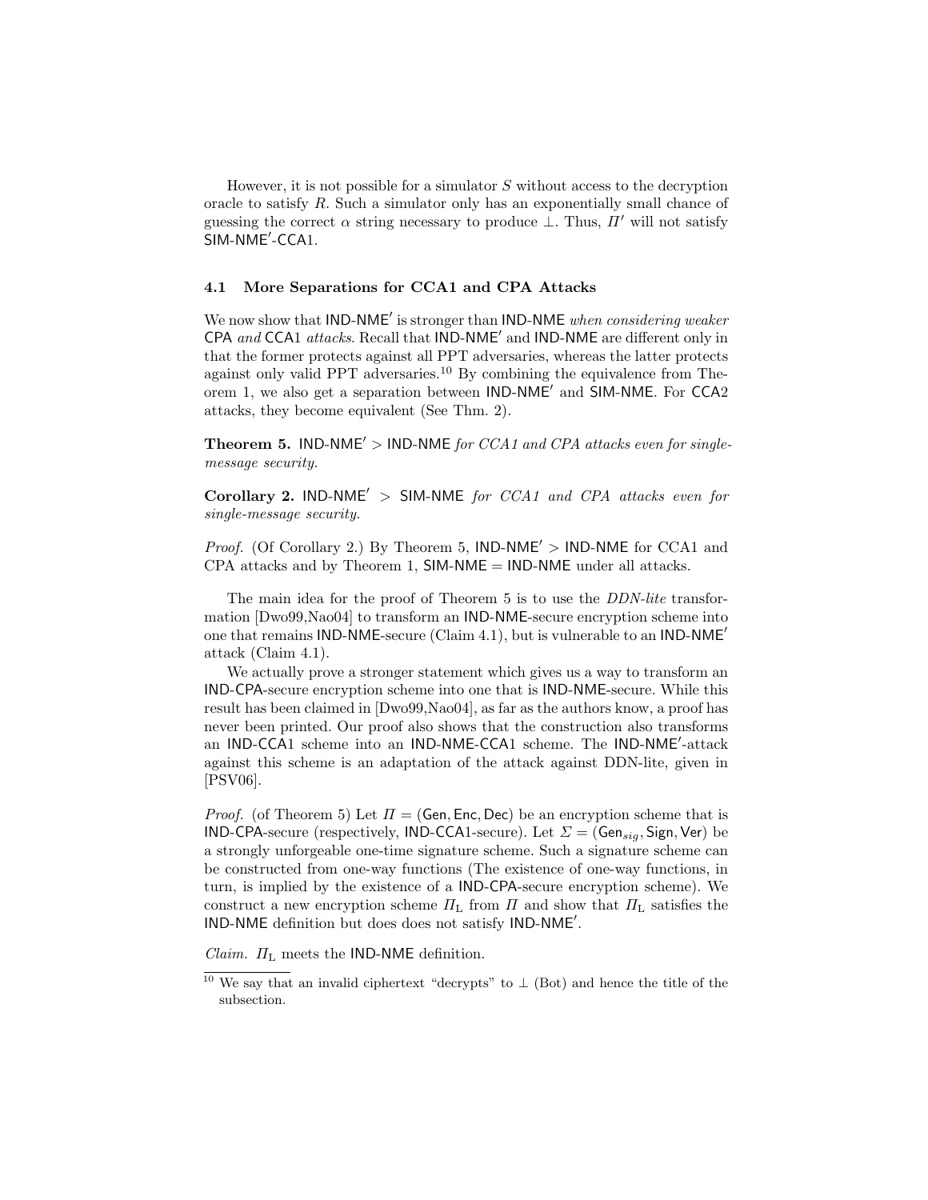However, it is not possible for a simulator $S$ without access to the decryption oracle to satisfy $R$. Such a simulator only has an exponentially small chance of guessing the correct $\alpha$ string necessary to produce $\perp$. Thus, $\Pi'$ will not satisfy SIM-NME′-CCA1.

### 4.1 More Separations for CCA1 and CPA Attacks

We now show that IND-NME′ is stronger than IND-NME *when considering weaker* CPA *and* CCA1 *attacks*. Recall that IND-NME′ and IND-NME are different only in that the former protects against all PPT adversaries, whereas the latter protects against only valid PPT adversaries.[10] By combining the equivalence from Theorem 1, we also get a separation between IND-NME′ and SIM-NME. For CCA2 attacks, they become equivalent (See Thm. 2).

**Theorem 5.** IND-NME′ $>$ IND-NME *for CCA1 and CPA attacks even for single-message security.*

**Corollary 2.** IND-NME′ $>$ SIM-NME *for CCA1 and CPA attacks even for single-message security.*

*Proof.* (Of Corollary 2.) By Theorem 5, IND-NME′ $>$ IND-NME for CCA1 and CPA attacks and by Theorem 1, SIM-NME $=$ IND-NME under all attacks.

The main idea for the proof of Theorem 5 is to use the *DDN-lite* transformation [Dwo99,Nao04] to transform an IND-NME-secure encryption scheme into one that remains IND-NME-secure (Claim 4.1), but is vulnerable to an IND-NME′ attack (Claim 4.1).

We actually prove a stronger statement which gives us a way to transform an IND-CPA-secure encryption scheme into one that is IND-NME-secure. While this result has been claimed in [Dwo99,Nao04], as far as the authors know, a proof has never been printed. Our proof also shows that the construction also transforms an IND-CCA1 scheme into an IND-NME-CCA1 scheme. The IND-NME′-attack against this scheme is an adaptation of the attack against DDN-lite, given in [PSV06].

*Proof.* (of Theorem 5) Let $\Pi = (\mathsf{Gen}, \mathsf{Enc}, \mathsf{Dec})$ be an encryption scheme that is IND-CPA-secure (respectively, IND-CCA1-secure). Let $\Sigma = (\mathsf{Gen}_{sig}, \mathsf{Sign}, \mathsf{Ver})$ be a strongly unforgeable one-time signature scheme. Such a signature scheme can be constructed from one-way functions (The existence of one-way functions, in turn, is implied by the existence of a IND-CPA-secure encryption scheme). We construct a new encryption scheme $\Pi_{\mathrm{L}}$ from $\Pi$ and show that $\Pi_{\mathrm{L}}$ satisfies the IND-NME definition but does does not satisfy IND-NME′.

*Claim.* $\Pi_{\mathrm{L}}$ meets the IND-NME definition.

[10] We say that an invalid ciphertext "decrypts" to $\perp$ (Bot) and hence the title of the subsection.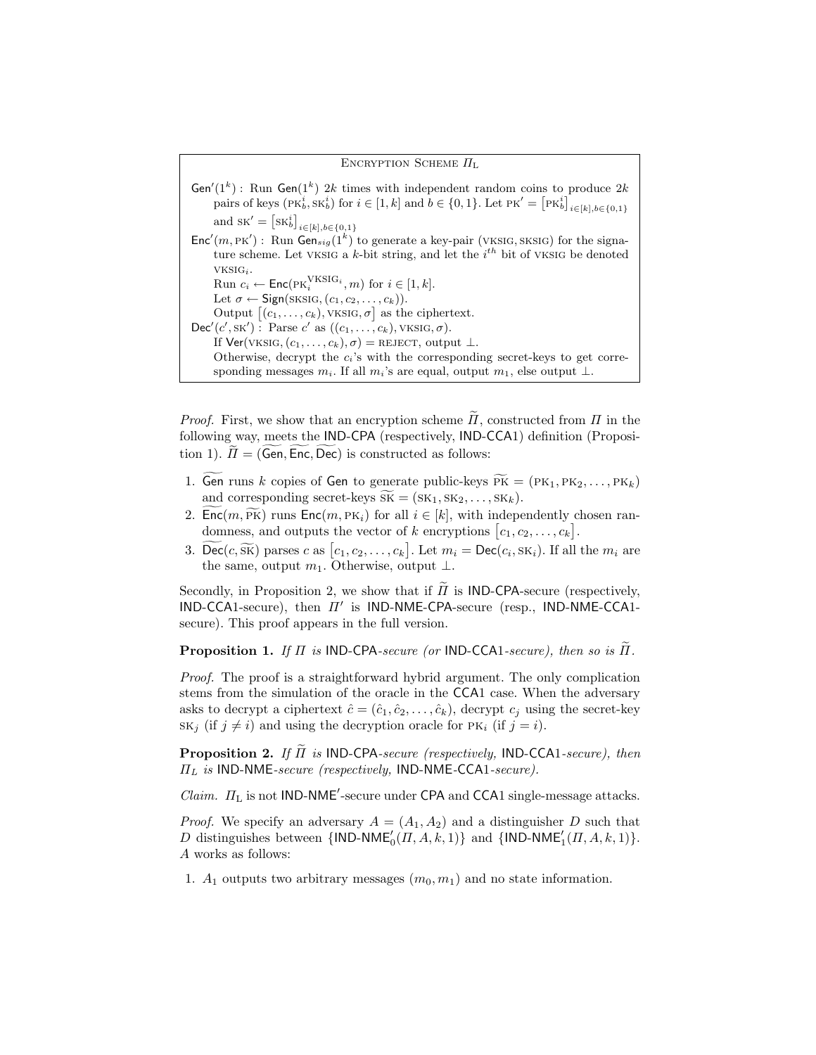**Encryption Scheme $\Pi_L$**

$\mathsf{Gen}'(1^k)$ : Run $\mathsf{Gen}(1^k)$ $2k$ times with independent random coins to produce $2k$ pairs of keys $(\text{PK}_b^i, \text{SK}_b^i)$ for $i \in [1, k]$ and $b \in \{0, 1\}$. Let $\text{PK}' = \left[\text{PK}_b^i\right]_{i\in[k],b\in\{0,1\}}$ and $\text{SK}' = \left[\text{SK}_b^i\right]_{i\in[k],b\in\{0,1\}}$

$\mathsf{Enc}'(m, \text{PK}')$ : Run $\mathsf{Gen}_{sig}(1^k)$ to generate a key-pair (VKSIG, SKSIG) for the signature scheme. Let VKSIG a $k$-bit string, and let the $i^{th}$ bit of VKSIG be denoted $\text{VKSIG}_i$.
Run $c_i \leftarrow \mathsf{Enc}(\text{PK}_i^{\text{VKSIG}_i}, m)$ for $i \in [1, k]$.
Let $\sigma \leftarrow \mathsf{Sign}(\text{SKSIG}, (c_1, c_2, \ldots, c_k))$.
Output $\left[(c_1, \ldots, c_k), \text{VKSIG}, \sigma\right]$ as the ciphertext.

$\mathsf{Dec}'(c', \text{SK}')$ : Parse $c'$ as $((c_1, \ldots, c_k), \text{VKSIG}, \sigma)$.
If $\mathsf{Ver}(\text{VKSIG}, (c_1, \ldots, c_k), \sigma) = \text{REJECT}$, output $\perp$.
Otherwise, decrypt the $c_i$'s with the corresponding secret-keys to get corresponding messages $m_i$. If all $m_i$'s are equal, output $m_1$, else output $\perp$.

*Proof.* First, we show that an encryption scheme $\widetilde{\Pi}$, constructed from $\Pi$ in the following way, meets the IND-CPA (respectively, IND-CCA1) definition (Proposition 1). $\widetilde{\Pi} = (\widetilde{\mathsf{Gen}}, \widetilde{\mathsf{Enc}}, \widetilde{\mathsf{Dec}})$ is constructed as follows:

1. $\widetilde{\mathsf{Gen}}$ runs $k$ copies of $\mathsf{Gen}$ to generate public-keys $\widetilde{\text{PK}} = (\text{PK}_1, \text{PK}_2, \ldots, \text{PK}_k)$ and corresponding secret-keys $\widetilde{\text{SK}} = (\text{SK}_1, \text{SK}_2, \ldots, \text{SK}_k)$.
2. $\widetilde{\mathsf{Enc}}(m, \widetilde{\text{PK}})$ runs $\mathsf{Enc}(m, \text{PK}_i)$ for all $i \in [k]$, with independently chosen randomness, and outputs the vector of $k$ encryptions $\left[c_1, c_2, \ldots, c_k\right]$.
3. $\widetilde{\mathsf{Dec}}(c, \widetilde{\text{SK}})$ parses $c$ as $\left[c_1, c_2, \ldots, c_k\right]$. Let $m_i = \mathsf{Dec}(c_i, \text{SK}_i)$. If all the $m_i$ are the same, output $m_1$. Otherwise, output $\perp$.

Secondly, in Proposition 2, we show that if $\widetilde{\Pi}$ is IND-CPA-secure (respectively, IND-CCA1-secure), then $\Pi'$ is IND-NME-CPA-secure (resp., IND-NME-CCA1-secure). This proof appears in the full version.

**Proposition 1.** *If $\Pi$ is IND-CPA-secure (or IND-CCA1-secure), then so is $\widetilde{\Pi}$.*

*Proof.* The proof is a straightforward hybrid argument. The only complication stems from the simulation of the oracle in the CCA1 case. When the adversary asks to decrypt a ciphertext $\hat{c} = (\hat{c}_1, \hat{c}_2, \ldots, \hat{c}_k)$, decrypt $c_j$ using the secret-key $\text{SK}_j$ (if $j \neq i$) and using the decryption oracle for $\text{PK}_i$ (if $j = i$).

**Proposition 2.** *If $\widetilde{\Pi}$ is IND-CPA-secure (respectively, IND-CCA1-secure), then $\Pi_L$ is IND-NME-secure (respectively, IND-NME-CCA1-secure).*

*Claim.* $\Pi_L$ is not IND-NME$'$-secure under CPA and CCA1 single-message attacks.

*Proof.* We specify an adversary $A = (A_1, A_2)$ and a distinguisher $D$ such that $D$ distinguishes between $\{\text{IND-NME}'_0(\Pi, A, k, 1)\}$ and $\{\text{IND-NME}'_1(\Pi, A, k, 1)\}$. $A$ works as follows:

1. $A_1$ outputs two arbitrary messages $(m_0, m_1)$ and no state information.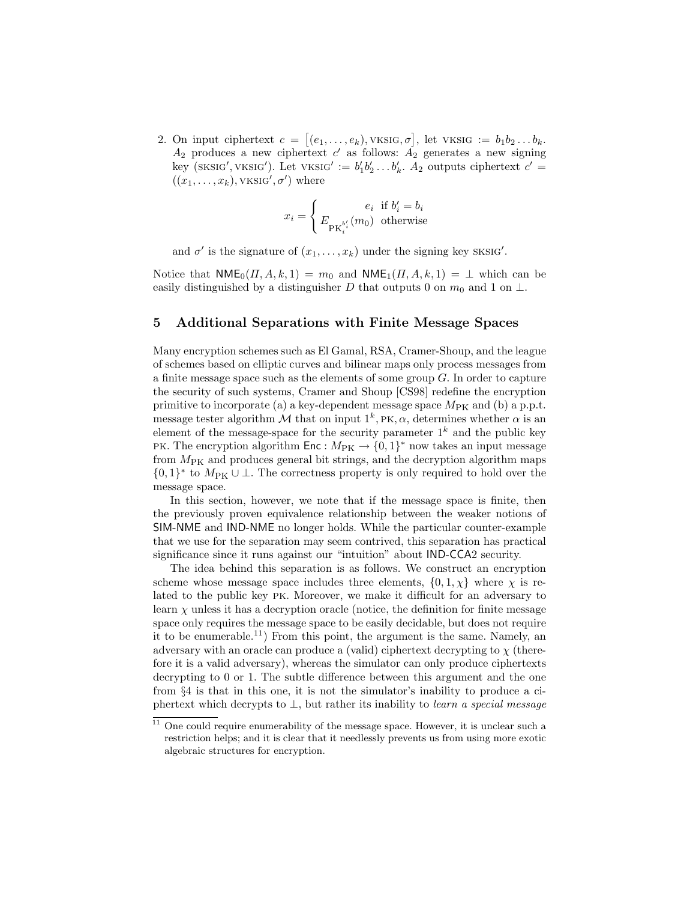2. On input ciphertext $c = \left[(e_1, \ldots, e_k), \text{VKSIG}, \sigma\right]$, let $\text{VKSIG} := b_1 b_2 \ldots b_k$. $A_2$ produces a new ciphertext $c'$ as follows: $A_2$ generates a new signing key $(\text{SKSIG}', \text{VKSIG}')$. Let $\text{VKSIG}' := b'_1 b'_2 \ldots b'_k$. $A_2$ outputs ciphertext $c' = ((x_1, \ldots, x_k), \text{VKSIG}', \sigma')$ where

$$x_i = \begin{cases} e_i & \text{if } b'_i = b_i \\ E_{\text{PK}_i^{b'_i}}(m_0) & \text{otherwise} \end{cases}$$

and $\sigma'$ is the signature of $(x_1, \ldots, x_k)$ under the signing key $\text{SKSIG}'$.

Notice that $\mathsf{NME}_0(\Pi, A, k, 1) = m_0$ and $\mathsf{NME}_1(\Pi, A, k, 1) = \perp$ which can be easily distinguished by a distinguisher $D$ that outputs 0 on $m_0$ and 1 on $\perp$.

## 5 Additional Separations with Finite Message Spaces

Many encryption schemes such as El Gamal, RSA, Cramer-Shoup, and the league of schemes based on elliptic curves and bilinear maps only process messages from a finite message space such as the elements of some group $G$. In order to capture the security of such systems, Cramer and Shoup [CS98] redefine the encryption primitive to incorporate (a) a key-dependent message space $M_{\text{PK}}$ and (b) a p.p.t. message tester algorithm $\mathcal{M}$ that on input $1^k, \text{PK}, \alpha$, determines whether $\alpha$ is an element of the message-space for the security parameter $1^k$ and the public key PK. The encryption algorithm $\mathsf{Enc} : M_{\text{PK}} \to \{0,1\}^*$ now takes an input message from $M_{\text{PK}}$ and produces general bit strings, and the decryption algorithm maps $\{0,1\}^*$ to $M_{\text{PK}} \cup \perp$. The correctness property is only required to hold over the message space.

In this section, however, we note that if the message space is finite, then the previously proven equivalence relationship between the weaker notions of SIM-NME and IND-NME no longer holds. While the particular counter-example that we use for the separation may seem contrived, this separation has practical significance since it runs against our "intuition" about IND-CCA2 security.

The idea behind this separation is as follows. We construct an encryption scheme whose message space includes three elements, $\{0, 1, \chi\}$ where $\chi$ is related to the public key PK. Moreover, we make it difficult for an adversary to learn $\chi$ unless it has a decryption oracle (notice, the definition for finite message space only requires the message space to be easily decidable, but does not require it to be enumerable.[11]) From this point, the argument is the same. Namely, an adversary with an oracle can produce a (valid) ciphertext decrypting to $\chi$ (therefore it is a valid adversary), whereas the simulator can only produce ciphertexts decrypting to 0 or 1. The subtle difference between this argument and the one from §4 is that in this one, it is not the simulator's inability to produce a ciphertext which decrypts to $\perp$, but rather its inability to *learn a special message*

[11] One could require enumerability of the message space. However, it is unclear such a restriction helps; and it is clear that it needlessly prevents us from using more exotic algebraic structures for encryption.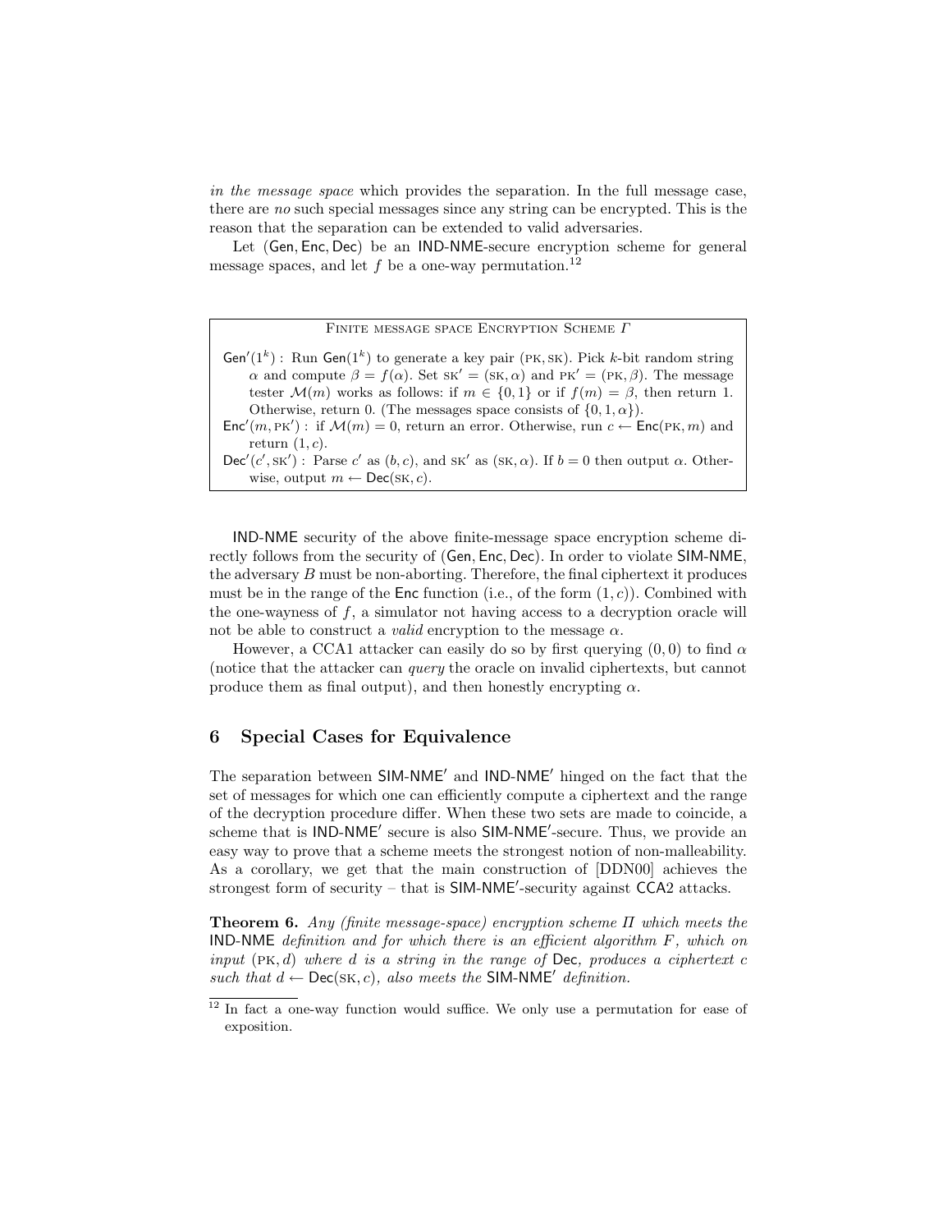*in the message space* which provides the separation. In the full message case, there are *no* such special messages since any string can be encrypted. This is the reason that the separation can be extended to valid adversaries.

Let (Gen, Enc, Dec) be an IND-NME-secure encryption scheme for general message spaces, and let $f$ be a one-way permutation.[12]

> **Finite message space Encryption Scheme $\Gamma$**
>
> $\mathsf{Gen}'(1^k)$ : Run $\mathsf{Gen}(1^k)$ to generate a key pair (PK, SK). Pick $k$-bit random string $\alpha$ and compute $\beta = f(\alpha)$. Set $\text{SK}' = (\text{SK}, \alpha)$ and $\text{PK}' = (\text{PK}, \beta)$. The message tester $\mathcal{M}(m)$ works as follows: if $m \in \{0, 1\}$ or if $f(m) = \beta$, then return 1. Otherwise, return 0. (The messages space consists of $\{0, 1, \alpha\}$).
>
> $\mathsf{Enc}'(m, \text{PK}')$ : if $\mathcal{M}(m) = 0$, return an error. Otherwise, run $c \leftarrow \mathsf{Enc}(\text{PK}, m)$ and return $(1, c)$.
>
> $\mathsf{Dec}'(c', \text{SK}')$ : Parse $c'$ as $(b, c)$, and $\text{SK}'$ as $(\text{SK}, \alpha)$. If $b = 0$ then output $\alpha$. Otherwise, output $m \leftarrow \mathsf{Dec}(\text{SK}, c)$.

IND-NME security of the above finite-message space encryption scheme directly follows from the security of (Gen, Enc, Dec). In order to violate SIM-NME, the adversary $B$ must be non-aborting. Therefore, the final ciphertext it produces must be in the range of the Enc function (i.e., of the form $(1, c)$). Combined with the one-wayness of $f$, a simulator not having access to a decryption oracle will not be able to construct a *valid* encryption to the message $\alpha$.

However, a CCA1 attacker can easily do so by first querying $(0, 0)$ to find $\alpha$ (notice that the attacker can *query* the oracle on invalid ciphertexts, but cannot produce them as final output), and then honestly encrypting $\alpha$.

## 6 Special Cases for Equivalence

The separation between SIM-NME′ and IND-NME′ hinged on the fact that the set of messages for which one can efficiently compute a ciphertext and the range of the decryption procedure differ. When these two sets are made to coincide, a scheme that is IND-NME′ secure is also SIM-NME′-secure. Thus, we provide an easy way to prove that a scheme meets the strongest notion of non-malleability. As a corollary, we get that the main construction of [DDN00] achieves the strongest form of security – that is SIM-NME′-security against CCA2 attacks.

**Theorem 6.** *Any (finite message-space) encryption scheme $\Pi$ which meets the* IND-NME *definition and for which there is an efficient algorithm $F$, which on input (PK, $d$) where $d$ is a string in the range of* Dec*, produces a ciphertext $c$ such that $d \leftarrow \mathsf{Dec}(\text{SK}, c)$, also meets the* SIM-NME′ *definition.*

[12] In fact a one-way function would suffice. We only use a permutation for ease of exposition.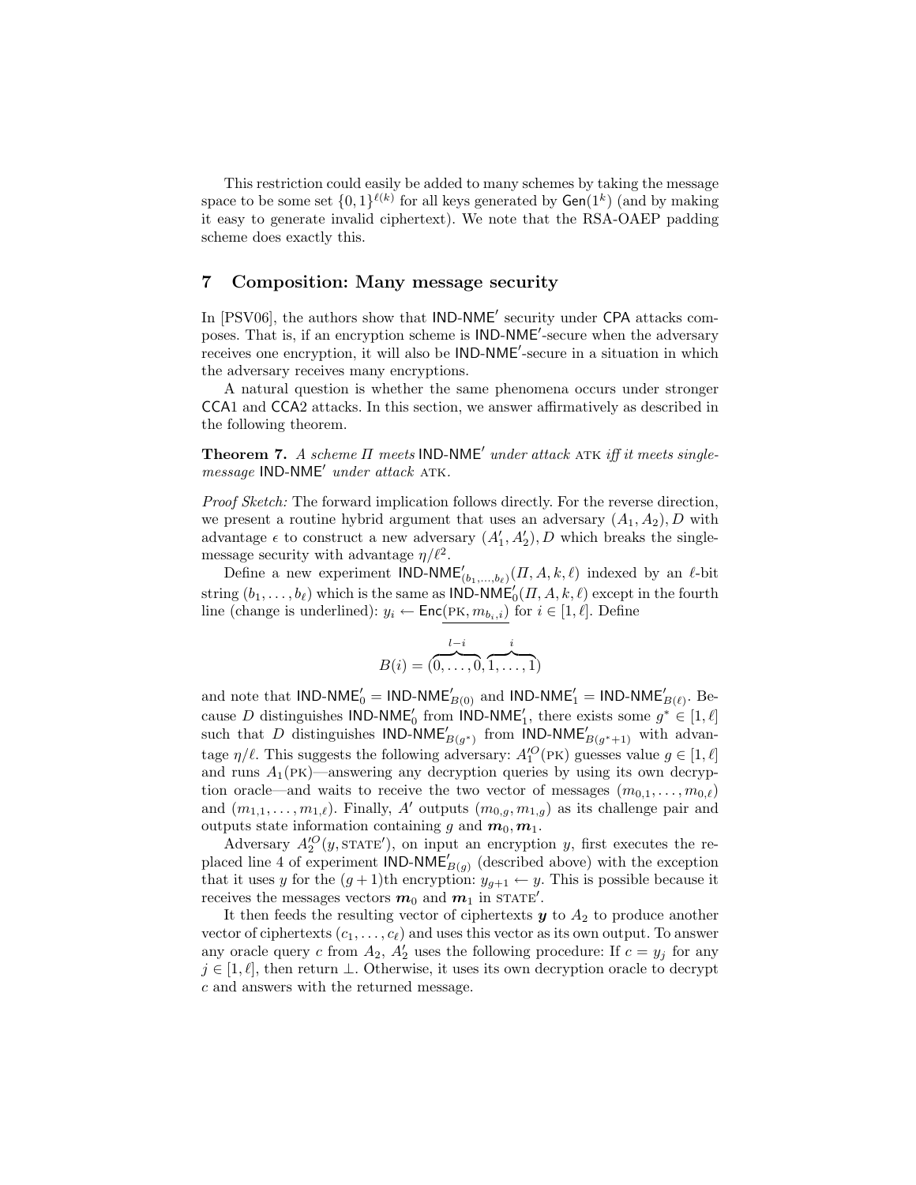This restriction could easily be added to many schemes by taking the message space to be some set $\{0,1\}^{\ell(k)}$ for all keys generated by $\mathsf{Gen}(1^k)$ (and by making it easy to generate invalid ciphertext). We note that the RSA-OAEP padding scheme does exactly this.

## 7 Composition: Many message security

In [PSV06], the authors show that $\mathsf{IND\text{-}NME'}$ security under $\mathsf{CPA}$ attacks composes. That is, if an encryption scheme is $\mathsf{IND\text{-}NME'}$-secure when the adversary receives one encryption, it will also be $\mathsf{IND\text{-}NME'}$-secure in a situation in which the adversary receives many encryptions.

A natural question is whether the same phenomena occurs under stronger $\mathsf{CCA1}$ and $\mathsf{CCA2}$ attacks. In this section, we answer affirmatively as described in the following theorem.

**Theorem 7.** *A scheme $\Pi$ meets $\mathsf{IND\text{-}NME'}$ under attack* ATK *iff it meets single-message $\mathsf{IND\text{-}NME'}$ under attack* ATK.

*Proof Sketch:* The forward implication follows directly. For the reverse direction, we present a routine hybrid argument that uses an adversary $(A_1, A_2), D$ with advantage $\epsilon$ to construct a new adversary $(A'_1, A'_2), D$ which breaks the single-message security with advantage $\eta/\ell^2$.

Define a new experiment $\mathsf{IND\text{-}NME'}_{(b_1,\ldots,b_\ell)}(\Pi, A, k, \ell)$ indexed by an $\ell$-bit string $(b_1,\ldots,b_\ell)$ which is the same as $\mathsf{IND\text{-}NME'}_0(\Pi, A, k, \ell)$ except in the fourth line (change is underlined): $y_i \leftarrow \underline{\mathsf{Enc}(\text{PK}, m_{b_i,i})}$ for $i \in [1,\ell]$. Define

$$B(i) = (\overbrace{0,\ldots,0}^{l-i}, \overbrace{1,\ldots,1}^{i})$$

and note that $\mathsf{IND\text{-}NME'}_0 = \mathsf{IND\text{-}NME'}_{B(0)}$ and $\mathsf{IND\text{-}NME'}_1 = \mathsf{IND\text{-}NME'}_{B(\ell)}$. Because $D$ distinguishes $\mathsf{IND\text{-}NME'}_0$ from $\mathsf{IND\text{-}NME'}_1$, there exists some $g^* \in [1,\ell]$ such that $D$ distinguishes $\mathsf{IND\text{-}NME'}_{B(g^*)}$ from $\mathsf{IND\text{-}NME'}_{B(g^*+1)}$ with advantage $\eta/\ell$. This suggests the following adversary: $A'^{O}_1(\text{PK})$ guesses value $g \in [1,\ell]$ and runs $A_1(\text{PK})$—answering any decryption queries by using its own decryption oracle—and waits to receive the two vector of messages $(m_{0,1},\ldots,m_{0,\ell})$ and $(m_{1,1},\ldots,m_{1,\ell})$. Finally, $A'$ outputs $(m_{0,g}, m_{1,g})$ as its challenge pair and outputs state information containing $g$ and $\boldsymbol{m}_0, \boldsymbol{m}_1$.

Adversary $A'^{O}_2(y, \text{STATE}')$, on input an encryption $y$, first executes the replaced line 4 of experiment $\mathsf{IND\text{-}NME'}_{B(g)}$ (described above) with the exception that it uses $y$ for the $(g+1)$th encryption: $y_{g+1} \leftarrow y$. This is possible because it receives the messages vectors $\boldsymbol{m}_0$ and $\boldsymbol{m}_1$ in STATE$'$.

It then feeds the resulting vector of ciphertexts $\boldsymbol{y}$ to $A_2$ to produce another vector of ciphertexts $(c_1,\ldots,c_\ell)$ and uses this vector as its own output. To answer any oracle query $c$ from $A_2$, $A'_2$ uses the following procedure: If $c = y_j$ for any $j \in [1,\ell]$, then return $\perp$. Otherwise, it uses its own decryption oracle to decrypt $c$ and answers with the returned message.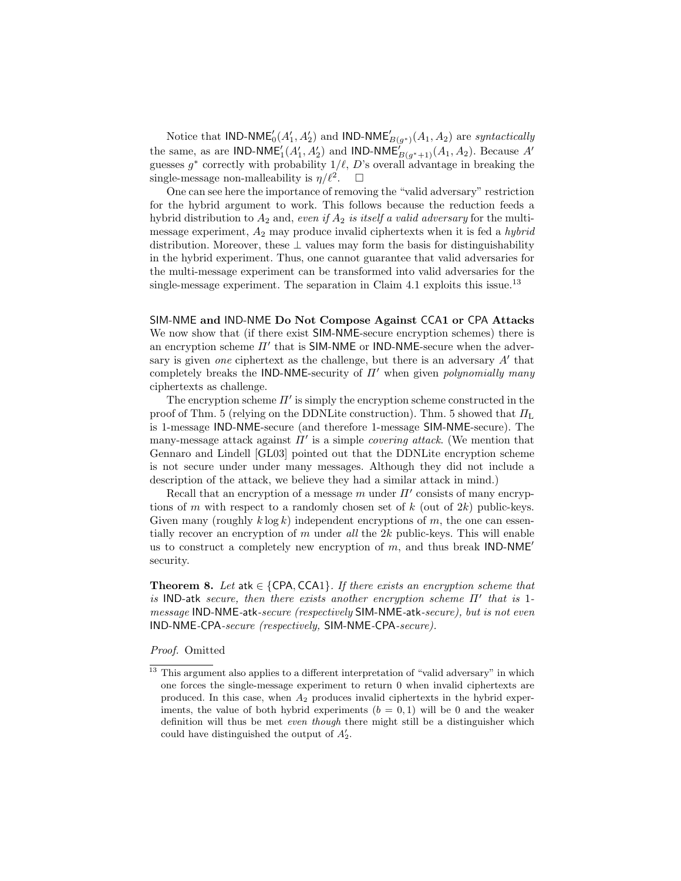Notice that $\mathsf{IND\text{-}NME}'_0(A'_1, A'_2)$ and $\mathsf{IND\text{-}NME}'_{B(g^*)}(A_1, A_2)$ are *syntactically* the same, as are $\mathsf{IND\text{-}NME}'_1(A'_1, A'_2)$ and $\mathsf{IND\text{-}NME}'_{B(g^*+1)}(A_1, A_2)$. Because $A'$ guesses $g^*$ correctly with probability $1/\ell$, $D$'s overall advantage in breaking the single-message non-malleability is $\eta/\ell^2$. $\square$

One can see here the importance of removing the "valid adversary" restriction for the hybrid argument to work. This follows because the reduction feeds a hybrid distribution to $A_2$ and, *even if $A_2$ is itself a valid adversary* for the multi-message experiment, $A_2$ may produce invalid ciphertexts when it is fed a *hybrid* distribution. Moreover, these $\perp$ values may form the basis for distinguishability in the hybrid experiment. Thus, one cannot guarantee that valid adversaries for the multi-message experiment can be transformed into valid adversaries for the single-message experiment. The separation in Claim 4.1 exploits this issue.[13]

**SIM-NME and IND-NME Do Not Compose Against CCA1 or CPA Attacks** We now show that (if there exist SIM-NME-secure encryption schemes) there is an encryption scheme $\Pi'$ that is SIM-NME or IND-NME-secure when the adversary is given *one* ciphertext as the challenge, but there is an adversary $A'$ that completely breaks the IND-NME-security of $\Pi'$ when given *polynomially many* ciphertexts as challenge.

The encryption scheme $\Pi'$ is simply the encryption scheme constructed in the proof of Thm. 5 (relying on the DDNLite construction). Thm. 5 showed that $\Pi_{\mathrm{L}}$ is 1-message IND-NME-secure (and therefore 1-message SIM-NME-secure). The many-message attack against $\Pi'$ is a simple *covering attack*. (We mention that Gennaro and Lindell [GL03] pointed out that the DDNLite encryption scheme is not secure under under many messages. Although they did not include a description of the attack, we believe they had a similar attack in mind.)

Recall that an encryption of a message $m$ under $\Pi'$ consists of many encryptions of $m$ with respect to a randomly chosen set of $k$ (out of $2k$) public-keys. Given many (roughly $k \log k$) independent encryptions of $m$, the one can essentially recover an encryption of $m$ under *all* the $2k$ public-keys. This will enable us to construct a completely new encryption of $m$, and thus break IND-NME$'$ security.

**Theorem 8.** *Let* $\mathsf{atk} \in \{\mathsf{CPA}, \mathsf{CCA1}\}$*. If there exists an encryption scheme that is* IND-atk *secure, then there exists another encryption scheme $\Pi'$ that is 1-message* IND-NME-atk*-secure (respectively* SIM-NME-atk*-secure), but is not even* IND-NME-CPA*-secure (respectively,* SIM-NME-CPA*-secure).*

*Proof.* Omitted

---

[13] This argument also applies to a different interpretation of "valid adversary" in which one forces the single-message experiment to return 0 when invalid ciphertexts are produced. In this case, when $A_2$ produces invalid ciphertexts in the hybrid experiments, the value of both hybrid experiments ($b = 0, 1$) will be 0 and the weaker definition will thus be met *even though* there might still be a distinguisher which could have distinguished the output of $A'_2$.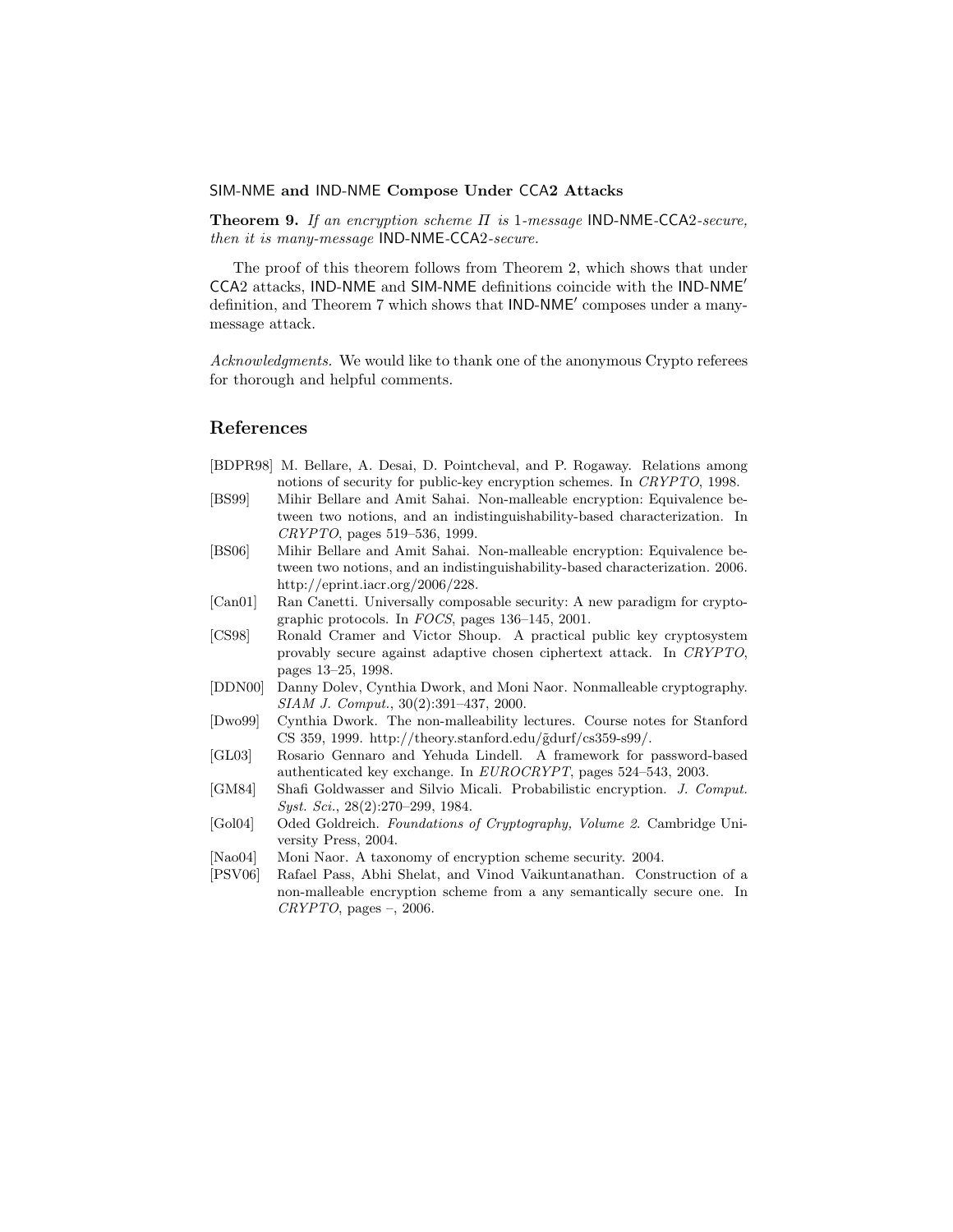SIM-NME **and** IND-NME **Compose Under** CCA2 **Attacks**

**Theorem 9.** *If an encryption scheme $\Pi$ is* 1*-message* IND-NME-CCA2*-secure, then it is many-message* IND-NME-CCA2*-secure.*

The proof of this theorem follows from Theorem 2, which shows that under CCA2 attacks, IND-NME and SIM-NME definitions coincide with the IND-NME′ definition, and Theorem 7 which shows that IND-NME′ composes under a many-message attack.

*Acknowledgments.* We would like to thank one of the anonymous Crypto referees for thorough and helpful comments.

## References

[BDPR98] M. Bellare, A. Desai, D. Pointcheval, and P. Rogaway. Relations among notions of security for public-key encryption schemes. In *CRYPTO*, 1998.

[BS99] Mihir Bellare and Amit Sahai. Non-malleable encryption: Equivalence between two notions, and an indistinguishability-based characterization. In *CRYPTO*, pages 519–536, 1999.

[BS06] Mihir Bellare and Amit Sahai. Non-malleable encryption: Equivalence between two notions, and an indistinguishability-based characterization. 2006. http://eprint.iacr.org/2006/228.

[Can01] Ran Canetti. Universally composable security: A new paradigm for cryptographic protocols. In *FOCS*, pages 136–145, 2001.

[CS98] Ronald Cramer and Victor Shoup. A practical public key cryptosystem provably secure against adaptive chosen ciphertext attack. In *CRYPTO*, pages 13–25, 1998.

[DDN00] Danny Dolev, Cynthia Dwork, and Moni Naor. Nonmalleable cryptography. *SIAM J. Comput.*, 30(2):391–437, 2000.

[Dwo99] Cynthia Dwork. The non-malleability lectures. Course notes for Stanford CS 359, 1999. http://theory.stanford.edu/g̃durf/cs359-s99/.

[GL03] Rosario Gennaro and Yehuda Lindell. A framework for password-based authenticated key exchange. In *EUROCRYPT*, pages 524–543, 2003.

[GM84] Shafi Goldwasser and Silvio Micali. Probabilistic encryption. *J. Comput. Syst. Sci.*, 28(2):270–299, 1984.

[Gol04] Oded Goldreich. *Foundations of Cryptography, Volume 2*. Cambridge University Press, 2004.

[Nao04] Moni Naor. A taxonomy of encryption scheme security. 2004.

[PSV06] Rafael Pass, Abhi Shelat, and Vinod Vaikuntanathan. Construction of a non-malleable encryption scheme from a any semantically secure one. In *CRYPTO*, pages –, 2006.